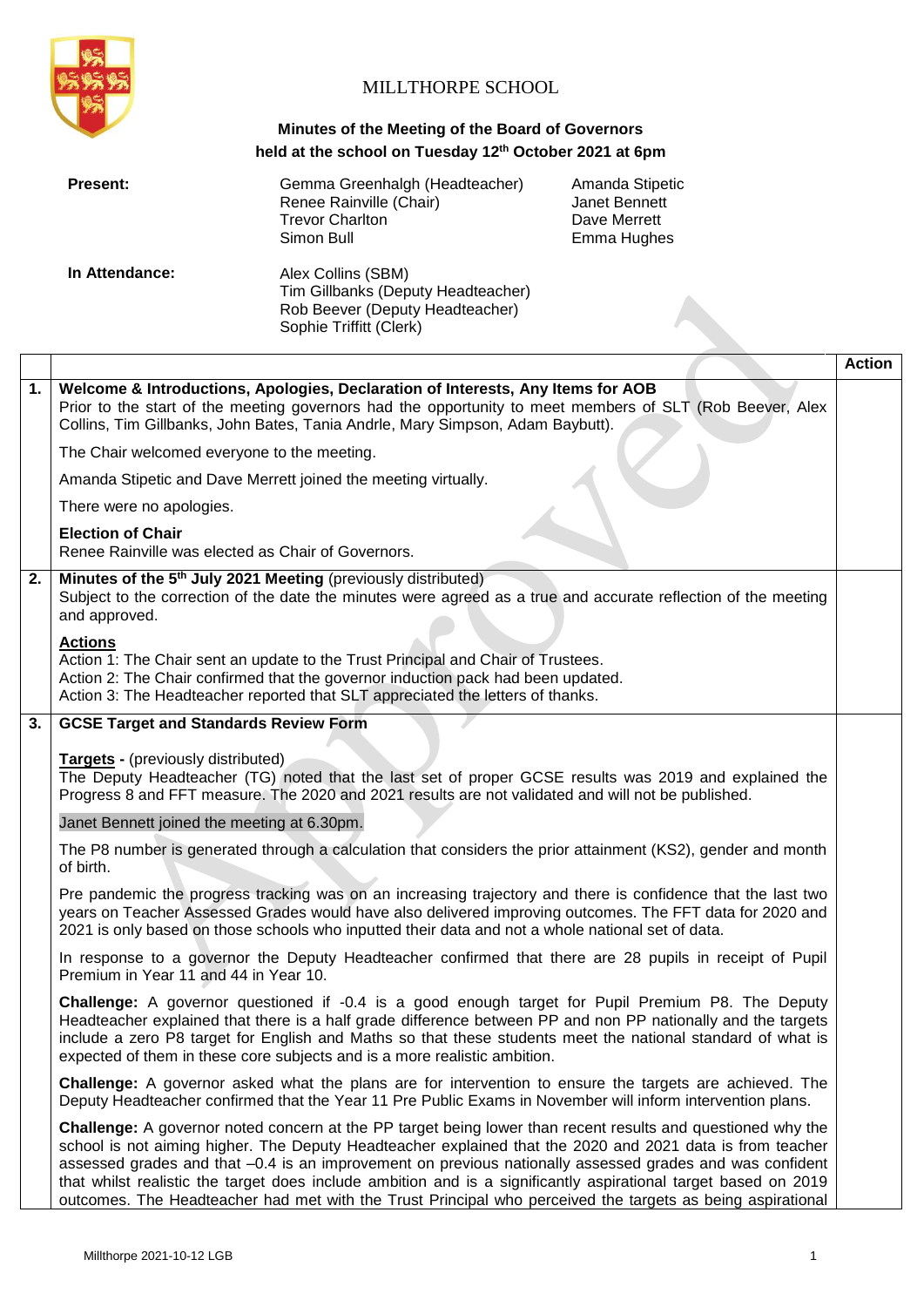MILLTHORPE SCHOOL

**Minutes of the Meeting of the Board of Governors held at the school on Tuesday 12th October 2021 at 6pm**

| | | |
|---|---|---|
| **Present:** | Gemma Greenhalgh (Headteacher)<br>Renee Rainville (Chair)<br>Trevor Charlton<br>Simon Bull | Amanda Stipetic<br>Janet Bennett<br>Dave Merrett<br>Emma Hughes |
| **In Attendance:** | Alex Collins (SBM)<br>Tim Gillbanks (Deputy Headteacher)<br>Rob Beever (Deputy Headteacher)<br>Sophie Triffitt (Clerk) | |

| | | Action |
|---|---|---|
| **1.** | **Welcome & Introductions, Apologies, Declaration of Interests, Any Items for AOB**<br>Prior to the start of the meeting governors had the opportunity to meet members of SLT (Rob Beever, Alex Collins, Tim Gillbanks, John Bates, Tania Andrle, Mary Simpson, Adam Baybutt).<br><br>The Chair welcomed everyone to the meeting.<br><br>Amanda Stipetic and Dave Merrett joined the meeting virtually.<br><br>There were no apologies.<br><br>**Election of Chair**<br>Renee Rainville was elected as Chair of Governors. | |
| **2.** | **Minutes of the 5th July 2021 Meeting** (previously distributed)<br>Subject to the correction of the date the minutes were agreed as a true and accurate reflection of the meeting and approved.<br><br>**Actions**<br>Action 1: The Chair sent an update to the Trust Principal and Chair of Trustees.<br>Action 2: The Chair confirmed that the governor induction pack had been updated.<br>Action 3: The Headteacher reported that SLT appreciated the letters of thanks. | |
| **3.** | **GCSE Target and Standards Review Form**<br><br>**Targets** - (previously distributed)<br>The Deputy Headteacher (TG) noted that the last set of proper GCSE results was 2019 and explained the Progress 8 and FFT measure. The 2020 and 2021 results are not validated and will not be published.<br><br>Janet Bennett joined the meeting at 6.30pm.<br><br>The P8 number is generated through a calculation that considers the prior attainment (KS2), gender and month of birth.<br><br>Pre pandemic the progress tracking was on an increasing trajectory and there is confidence that the last two years on Teacher Assessed Grades would have also delivered improving outcomes. The FFT data for 2020 and 2021 is only based on those schools who inputted their data and not a whole national set of data.<br><br>In response to a governor the Deputy Headteacher confirmed that there are 28 pupils in receipt of Pupil Premium in Year 11 and 44 in Year 10.<br><br>**Challenge:** A governor questioned if -0.4 is a good enough target for Pupil Premium P8. The Deputy Headteacher explained that there is a half grade difference between PP and non PP nationally and the targets include a zero P8 target for English and Maths so that these students meet the national standard of what is expected of them in these core subjects and is a more realistic ambition.<br><br>**Challenge:** A governor asked what the plans are for intervention to ensure the targets are achieved. The Deputy Headteacher confirmed that the Year 11 Pre Public Exams in November will inform intervention plans.<br><br>**Challenge:** A governor noted concern at the PP target being lower than recent results and questioned why the school is not aiming higher. The Deputy Headteacher explained that the 2020 and 2021 data is from teacher assessed grades and that –0.4 is an improvement on previous nationally assessed grades and was confident that whilst realistic the target does include ambition and is a significantly aspirational target based on 2019 outcomes. The Headteacher had met with the Trust Principal who perceived the targets as being aspirational | |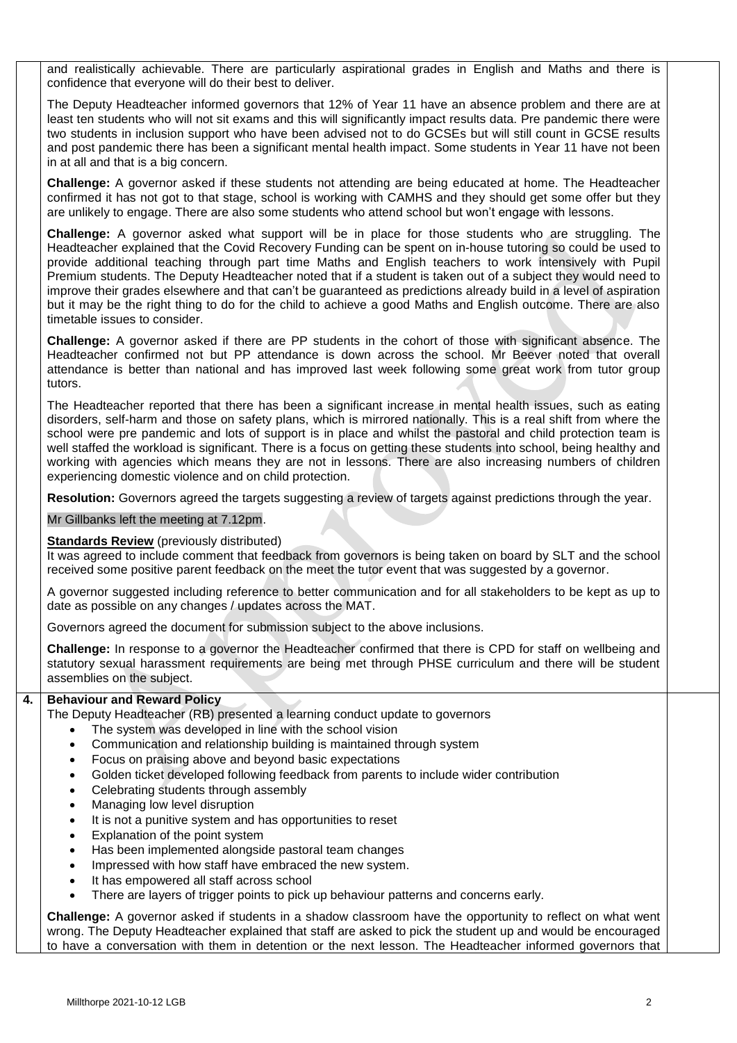and realistically achievable. There are particularly aspirational grades in English and Maths and there is confidence that everyone will do their best to deliver.

The Deputy Headteacher informed governors that 12% of Year 11 have an absence problem and there are at least ten students who will not sit exams and this will significantly impact results data. Pre pandemic there were two students in inclusion support who have been advised not to do GCSEs but will still count in GCSE results and post pandemic there has been a significant mental health impact. Some students in Year 11 have not been in at all and that is a big concern.

**Challenge:** A governor asked if these students not attending are being educated at home. The Headteacher confirmed it has not got to that stage, school is working with CAMHS and they should get some offer but they are unlikely to engage. There are also some students who attend school but won't engage with lessons.

**Challenge:** A governor asked what support will be in place for those students who are struggling. The Headteacher explained that the Covid Recovery Funding can be spent on in-house tutoring so could be used to provide additional teaching through part time Maths and English teachers to work intensively with Pupil Premium students. The Deputy Headteacher noted that if a student is taken out of a subject they would need to improve their grades elsewhere and that can't be guaranteed as predictions already build in a level of aspiration but it may be the right thing to do for the child to achieve a good Maths and English outcome. There are also timetable issues to consider.

**Challenge:** A governor asked if there are PP students in the cohort of those with significant absence. The Headteacher confirmed not but PP attendance is down across the school. Mr Beever noted that overall attendance is better than national and has improved last week following some great work from tutor group tutors.

The Headteacher reported that there has been a significant increase in mental health issues, such as eating disorders, self-harm and those on safety plans, which is mirrored nationally. This is a real shift from where the school were pre pandemic and lots of support is in place and whilst the pastoral and child protection team is well staffed the workload is significant. There is a focus on getting these students into school, being healthy and working with agencies which means they are not in lessons. There are also increasing numbers of children experiencing domestic violence and on child protection.

**Resolution:** Governors agreed the targets suggesting a review of targets against predictions through the year.

Mr Gillbanks left the meeting at 7.12pm.

**Standards Review** (previously distributed)
It was agreed to include comment that feedback from governors is being taken on board by SLT and the school received some positive parent feedback on the meet the tutor event that was suggested by a governor.

A governor suggested including reference to better communication and for all stakeholders to be kept as up to date as possible on any changes / updates across the MAT.

Governors agreed the document for submission subject to the above inclusions.

**Challenge:** In response to a governor the Headteacher confirmed that there is CPD for staff on wellbeing and statutory sexual harassment requirements are being met through PHSE curriculum and there will be student assemblies on the subject.

**4. Behaviour and Reward Policy**

The Deputy Headteacher (RB) presented a learning conduct update to governors

- The system was developed in line with the school vision
- Communication and relationship building is maintained through system
- Focus on praising above and beyond basic expectations
- Golden ticket developed following feedback from parents to include wider contribution
- Celebrating students through assembly
- Managing low level disruption
- It is not a punitive system and has opportunities to reset
- Explanation of the point system
- Has been implemented alongside pastoral team changes
- Impressed with how staff have embraced the new system.
- It has empowered all staff across school
- There are layers of trigger points to pick up behaviour patterns and concerns early.

**Challenge:** A governor asked if students in a shadow classroom have the opportunity to reflect on what went wrong. The Deputy Headteacher explained that staff are asked to pick the student up and would be encouraged to have a conversation with them in detention or the next lesson. The Headteacher informed governors that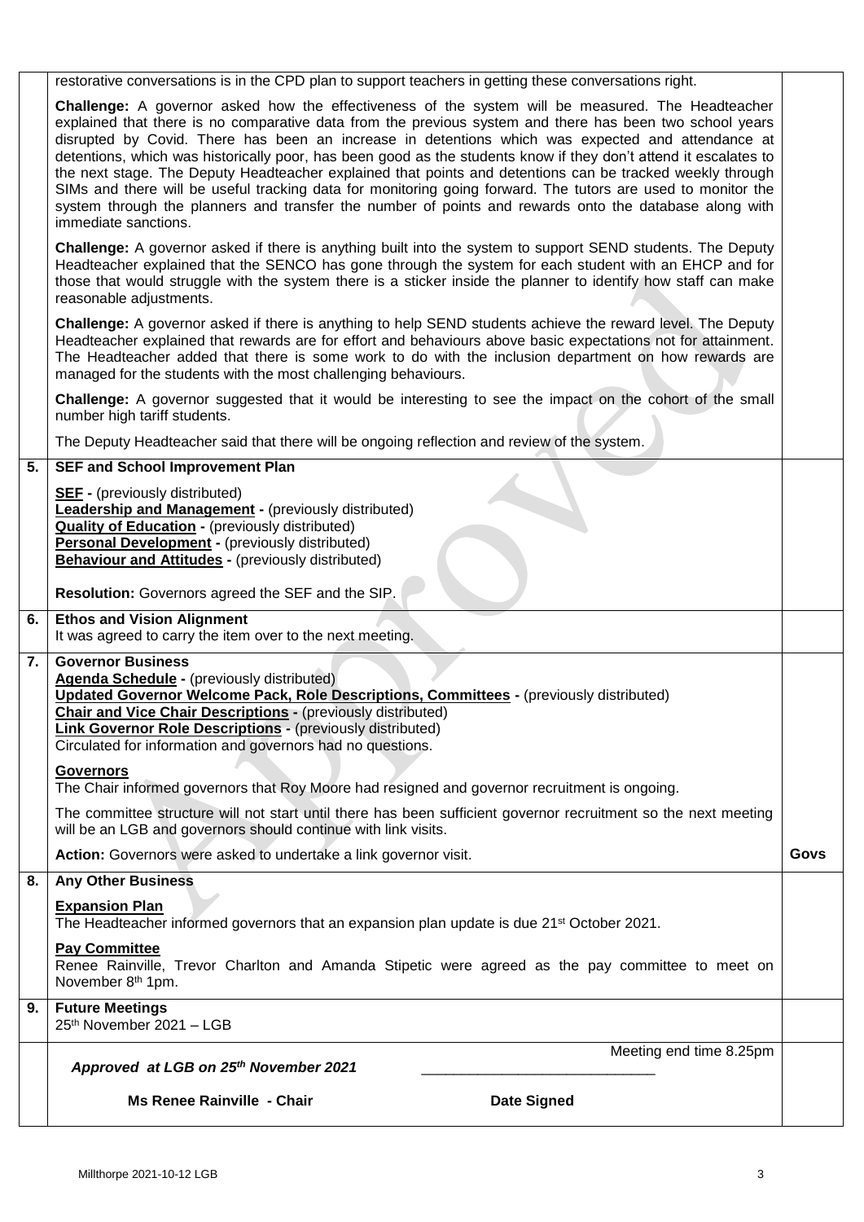| | | |
|---|---|---|
| | restorative conversations is in the CPD plan to support teachers in getting these conversations right.<br><br>**Challenge:** A governor asked how the effectiveness of the system will be measured. The Headteacher explained that there is no comparative data from the previous system and there has been two school years disrupted by Covid. There has been an increase in detentions which was expected and attendance at detentions, which was historically poor, has been good as the students know if they don't attend it escalates to the next stage. The Deputy Headteacher explained that points and detentions can be tracked weekly through SIMs and there will be useful tracking data for monitoring going forward. The tutors are used to monitor the system through the planners and transfer the number of points and rewards onto the database along with immediate sanctions.<br><br>**Challenge:** A governor asked if there is anything built into the system to support SEND students. The Deputy Headteacher explained that the SENCO has gone through the system for each student with an EHCP and for those that would struggle with the system there is a sticker inside the planner to identify how staff can make reasonable adjustments.<br><br>**Challenge:** A governor asked if there is anything to help SEND students achieve the reward level. The Deputy Headteacher explained that rewards are for effort and behaviours above basic expectations not for attainment. The Headteacher added that there is some work to do with the inclusion department on how rewards are managed for the students with the most challenging behaviours.<br><br>**Challenge:** A governor suggested that it would be interesting to see the impact on the cohort of the small number high tariff students.<br><br>The Deputy Headteacher said that there will be ongoing reflection and review of the system. | |
| **5.** | **SEF and School Improvement Plan**<br><br>**SEF** - (previously distributed)<br>**Leadership and Management** - (previously distributed)<br>**Quality of Education** - (previously distributed)<br>**Personal Development** - (previously distributed)<br>**Behaviour and Attitudes** - (previously distributed)<br><br>**Resolution:** Governors agreed the SEF and the SIP. | |
| **6.** | **Ethos and Vision Alignment**<br>It was agreed to carry the item over to the next meeting. | |
| **7.** | **Governor Business**<br>**Agenda Schedule** - (previously distributed)<br>**Updated Governor Welcome Pack, Role Descriptions, Committees** - (previously distributed)<br>**Chair and Vice Chair Descriptions** - (previously distributed)<br>**Link Governor Role Descriptions** - (previously distributed)<br>Circulated for information and governors had no questions.<br><br>**Governors**<br>The Chair informed governors that Roy Moore had resigned and governor recruitment is ongoing.<br><br>The committee structure will not start until there has been sufficient governor recruitment so the next meeting will be an LGB and governors should continue with link visits.<br><br>**Action:** Governors were asked to undertake a link governor visit. | **Govs** |
| **8.** | **Any Other Business**<br><br>**Expansion Plan**<br>The Headteacher informed governors that an expansion plan update is due 21st October 2021.<br><br>**Pay Committee**<br>Renee Rainville, Trevor Charlton and Amanda Stipetic were agreed as the pay committee to meet on November 8th 1pm. | |
| **9.** | **Future Meetings**<br>25th November 2021 – LGB | |
| | Meeting end time 8.25pm<br><br>***Approved at LGB on 25th November 2021*** \_\_\_\_\_\_\_\_\_\_\_\_\_\_\_\_\_\_\_\_\_\_\_\_\_\_\_\_\_\_<br><br>**Ms Renee Rainville - Chair** **Date Signed** | |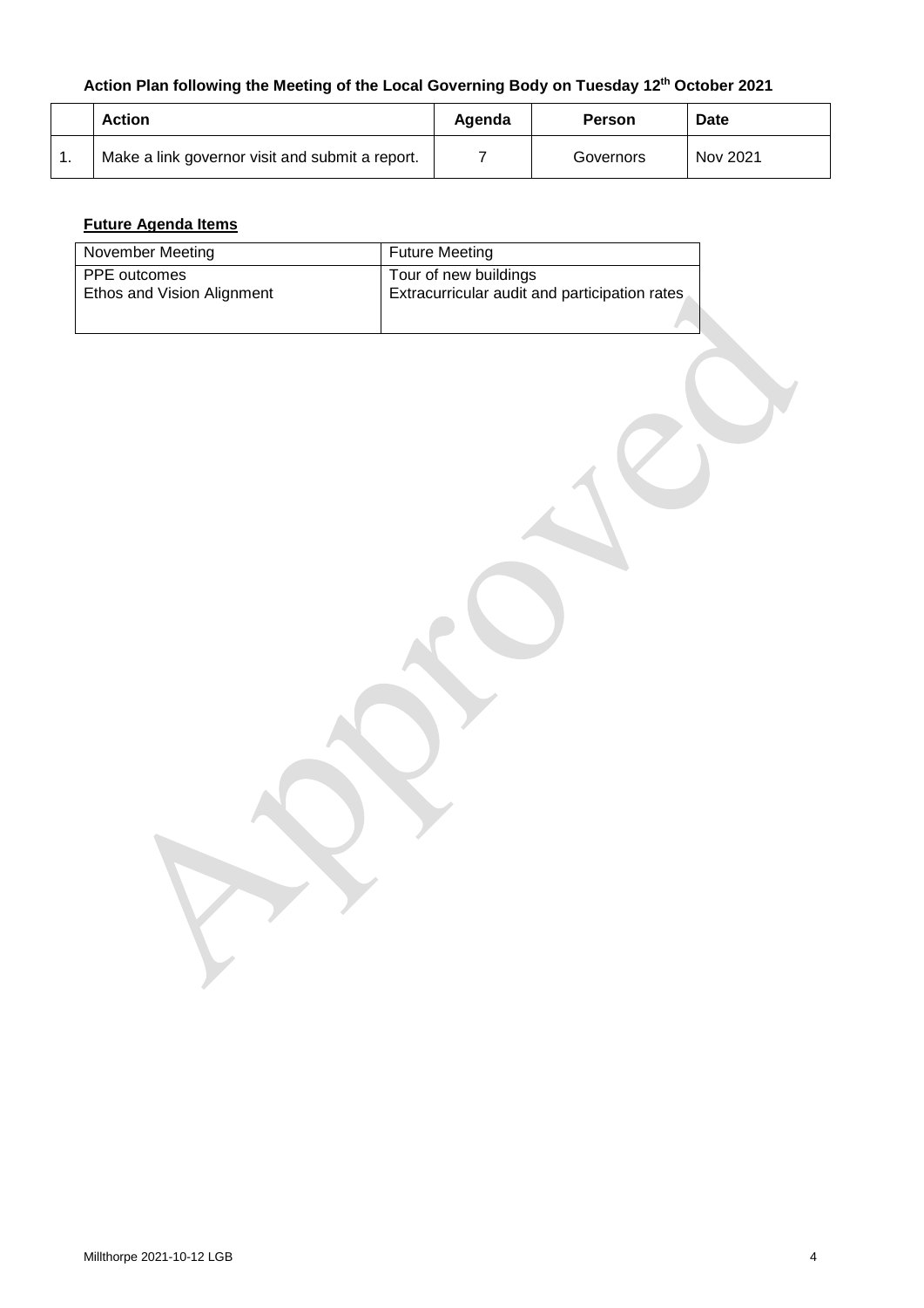**Action Plan following the Meeting of the Local Governing Body on Tuesday 12th October 2021**

| | Action | Agenda | Person | Date |
|---|---|---|---|---|
| 1. | Make a link governor visit and submit a report. | 7 | Governors | Nov 2021 |

**Future Agenda Items**

| November Meeting | Future Meeting |
|---|---|
| PPE outcomes<br>Ethos and Vision Alignment | Tour of new buildings<br>Extracurricular audit and participation rates |

Approved